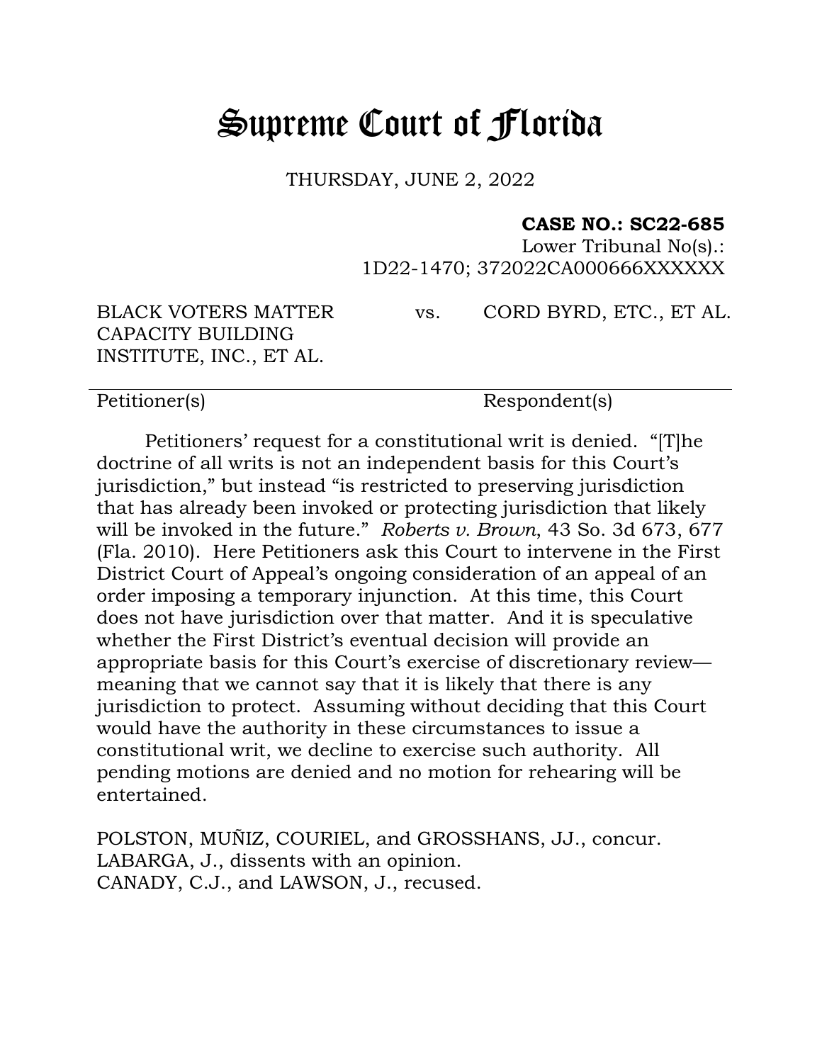# Supreme Court of Florida

THURSDAY, JUNE 2, 2022

**CASE NO.: SC22-685**
Lower Tribunal No(s).:
1D22-1470; 372022CA000666XXXXXX

| BLACK VOTERS MATTER CAPACITY BUILDING INSTITUTE, INC., ET AL. | vs. | CORD BYRD, ETC., ET AL. |
|---|---|---|
| Petitioner(s) | | Respondent(s) |

Petitioners' request for a constitutional writ is denied. "[T]he doctrine of all writs is not an independent basis for this Court's jurisdiction," but instead "is restricted to preserving jurisdiction that has already been invoked or protecting jurisdiction that likely will be invoked in the future." *Roberts v. Brown*, 43 So. 3d 673, 677 (Fla. 2010). Here Petitioners ask this Court to intervene in the First District Court of Appeal's ongoing consideration of an appeal of an order imposing a temporary injunction. At this time, this Court does not have jurisdiction over that matter. And it is speculative whether the First District's eventual decision will provide an appropriate basis for this Court's exercise of discretionary review—meaning that we cannot say that it is likely that there is any jurisdiction to protect. Assuming without deciding that this Court would have the authority in these circumstances to issue a constitutional writ, we decline to exercise such authority. All pending motions are denied and no motion for rehearing will be entertained.

POLSTON, MUÑIZ, COURIEL, and GROSSHANS, JJ., concur.
LABARGA, J., dissents with an opinion.
CANADY, C.J., and LAWSON, J., recused.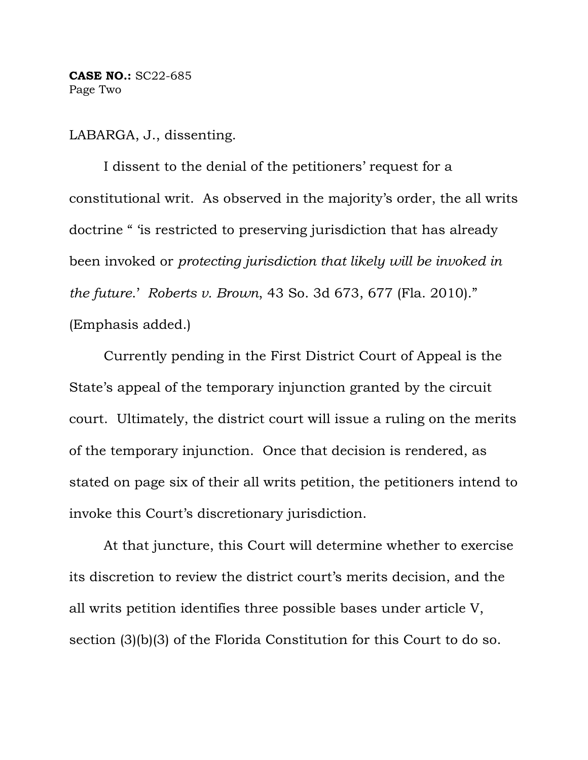LABARGA, J., dissenting.

I dissent to the denial of the petitioners' request for a constitutional writ. As observed in the majority's order, the all writs doctrine " 'is restricted to preserving jurisdiction that has already been invoked or *protecting jurisdiction that likely will be invoked in the future*.' *Roberts v. Brown*, 43 So. 3d 673, 677 (Fla. 2010)." (Emphasis added.)

Currently pending in the First District Court of Appeal is the State's appeal of the temporary injunction granted by the circuit court. Ultimately, the district court will issue a ruling on the merits of the temporary injunction. Once that decision is rendered, as stated on page six of their all writs petition, the petitioners intend to invoke this Court's discretionary jurisdiction.

At that juncture, this Court will determine whether to exercise its discretion to review the district court's merits decision, and the all writs petition identifies three possible bases under article V, section (3)(b)(3) of the Florida Constitution for this Court to do so.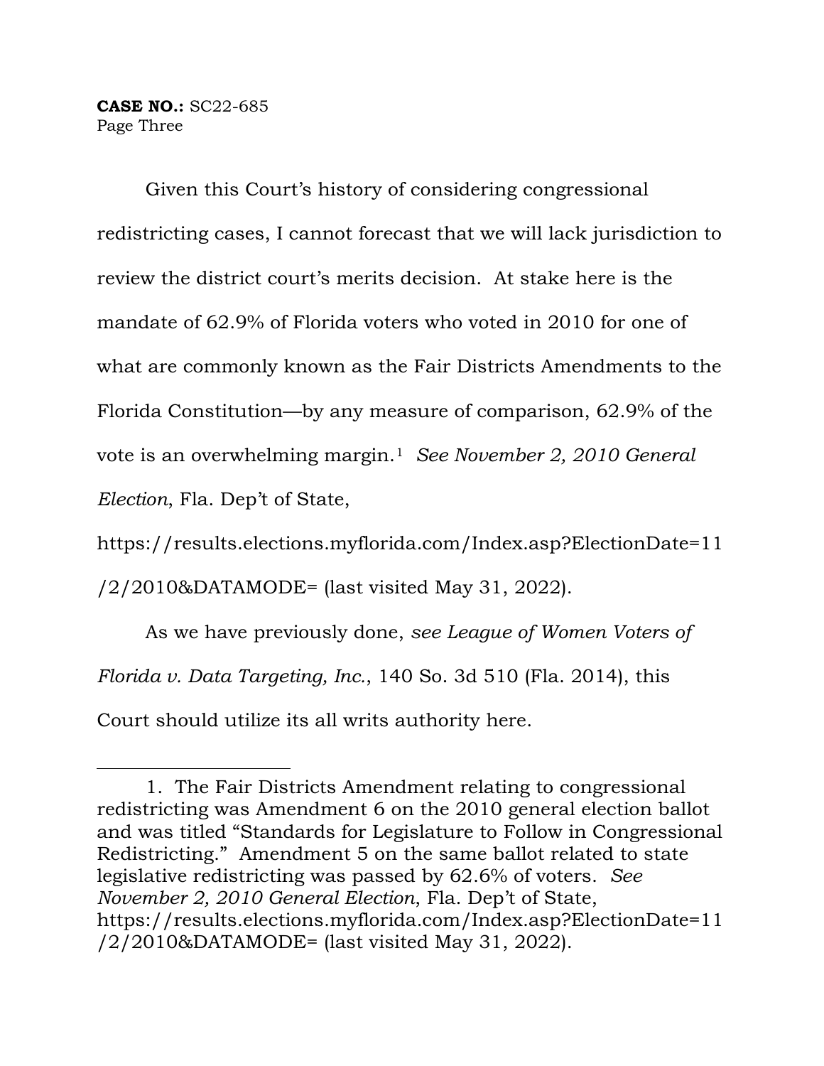Given this Court's history of considering congressional redistricting cases, I cannot forecast that we will lack jurisdiction to review the district court's merits decision. At stake here is the mandate of 62.9% of Florida voters who voted in 2010 for one of what are commonly known as the Fair Districts Amendments to the Florida Constitution—by any measure of comparison, 62.9% of the vote is an overwhelming margin.[1] *See November 2, 2010 General Election*, Fla. Dep't of State, https://results.elections.myflorida.com/Index.asp?ElectionDate=11/2/2010&DATAMODE= (last visited May 31, 2022).

As we have previously done, *see League of Women Voters of Florida v. Data Targeting, Inc.*, 140 So. 3d 510 (Fla. 2014), this Court should utilize its all writs authority here.

---

1. The Fair Districts Amendment relating to congressional redistricting was Amendment 6 on the 2010 general election ballot and was titled "Standards for Legislature to Follow in Congressional Redistricting." Amendment 5 on the same ballot related to state legislative redistricting was passed by 62.6% of voters. *See November 2, 2010 General Election*, Fla. Dep't of State, https://results.elections.myflorida.com/Index.asp?ElectionDate=11/2/2010&DATAMODE= (last visited May 31, 2022).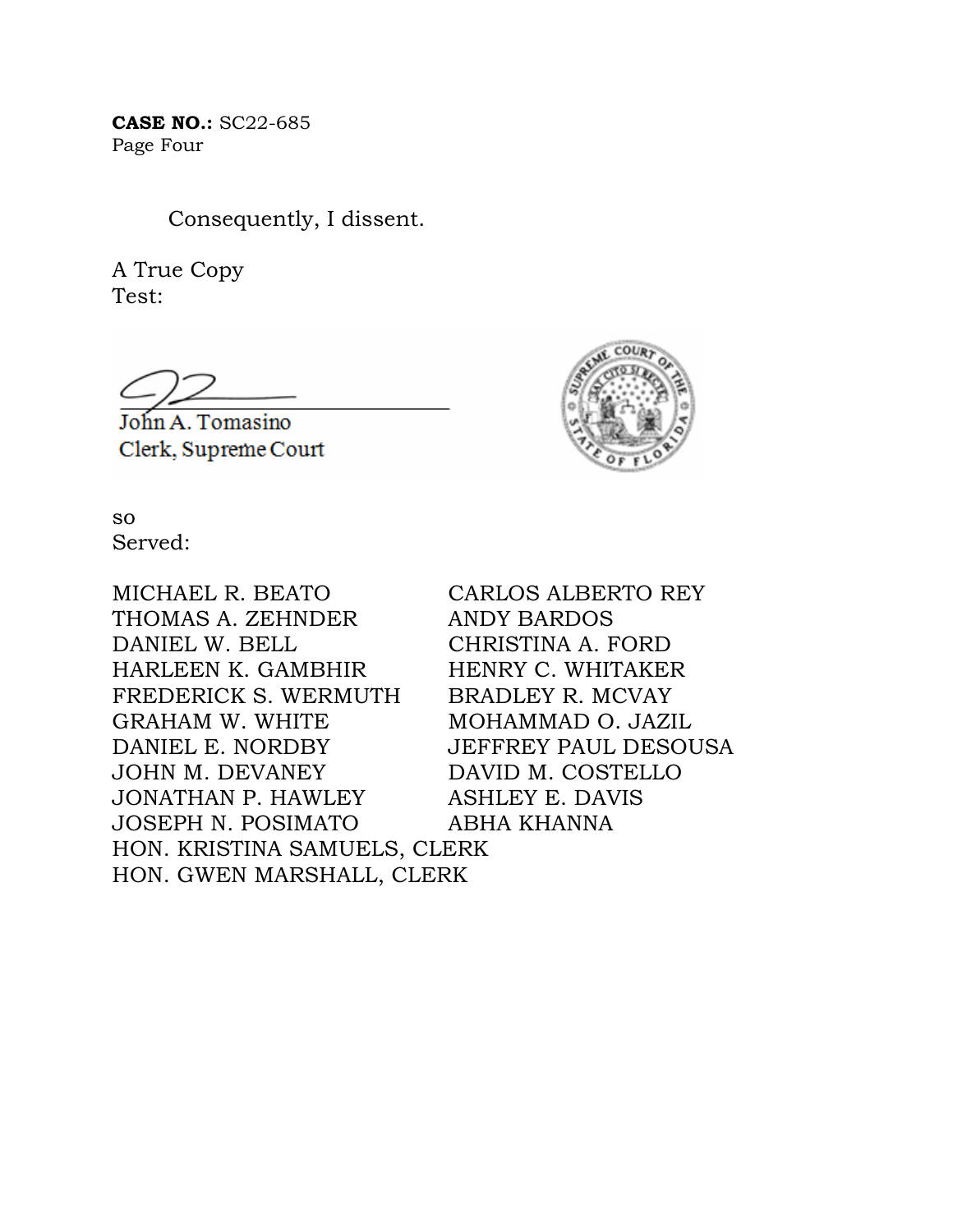**CASE NO.:** SC22-685
Page Four

Consequently, I dissent.

A True Copy
Test:

John A. Tomasino
Clerk, Supreme Court

so
Served:

MICHAEL R. BEATO
THOMAS A. ZEHNDER
DANIEL W. BELL
HARLEEN K. GAMBHIR
FREDERICK S. WERMUTH
GRAHAM W. WHITE
DANIEL E. NORDBY
JOHN M. DEVANEY
JONATHAN P. HAWLEY
JOSEPH N. POSIMATO
CARLOS ALBERTO REY
ANDY BARDOS
CHRISTINA A. FORD
HENRY C. WHITAKER
BRADLEY R. MCVAY
MOHAMMAD O. JAZIL
JEFFREY PAUL DESOUSA
DAVID M. COSTELLO
ASHLEY E. DAVIS
ABHA KHANNA
HON. KRISTINA SAMUELS, CLERK
HON. GWEN MARSHALL, CLERK